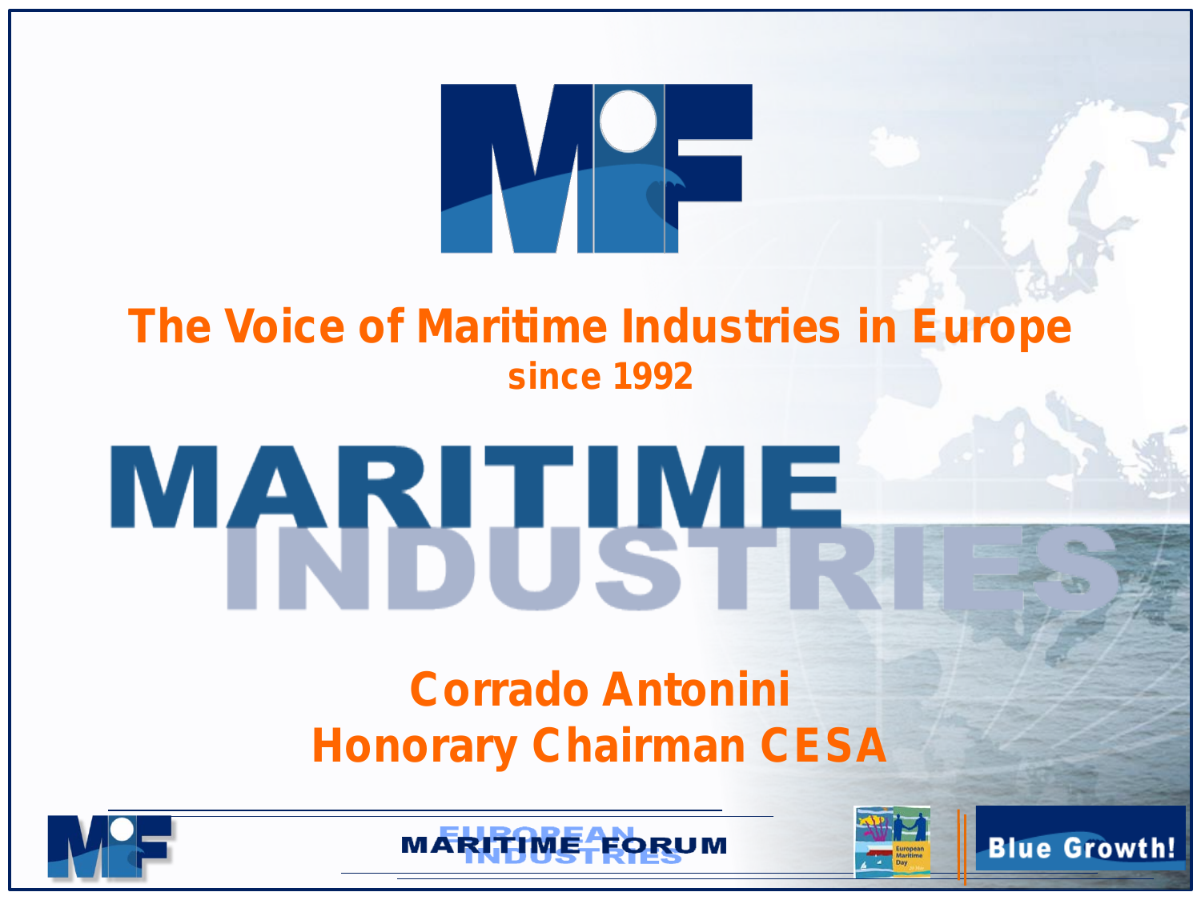# The Voice of Maritime Industries in Europe

## since 1992

# MARITIME INDUSTRIES

## Corrado Antonini
## Honorary Chairman CESA

EUROPEAN MARITIME INDUSTRIES FORUM

Blue Growth!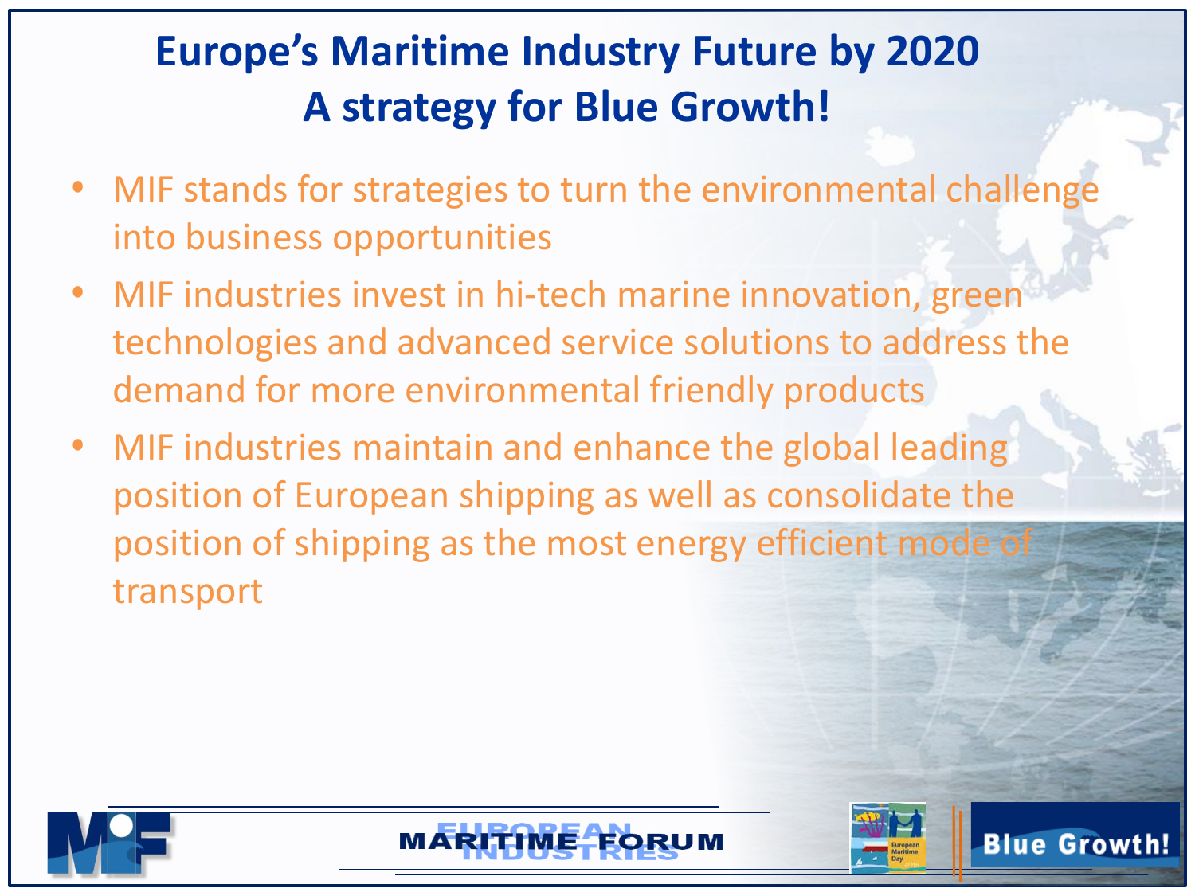# Europe's Maritime Industry Future by 2020
# A strategy for Blue Growth!

- MIF stands for strategies to turn the environmental challenge into business opportunities
- MIF industries invest in hi-tech marine innovation, green technologies and advanced service solutions to address the demand for more environmental friendly products
- MIF industries maintain and enhance the global leading position of European shipping as well as consolidate the position of shipping as the most energy efficient mode of transport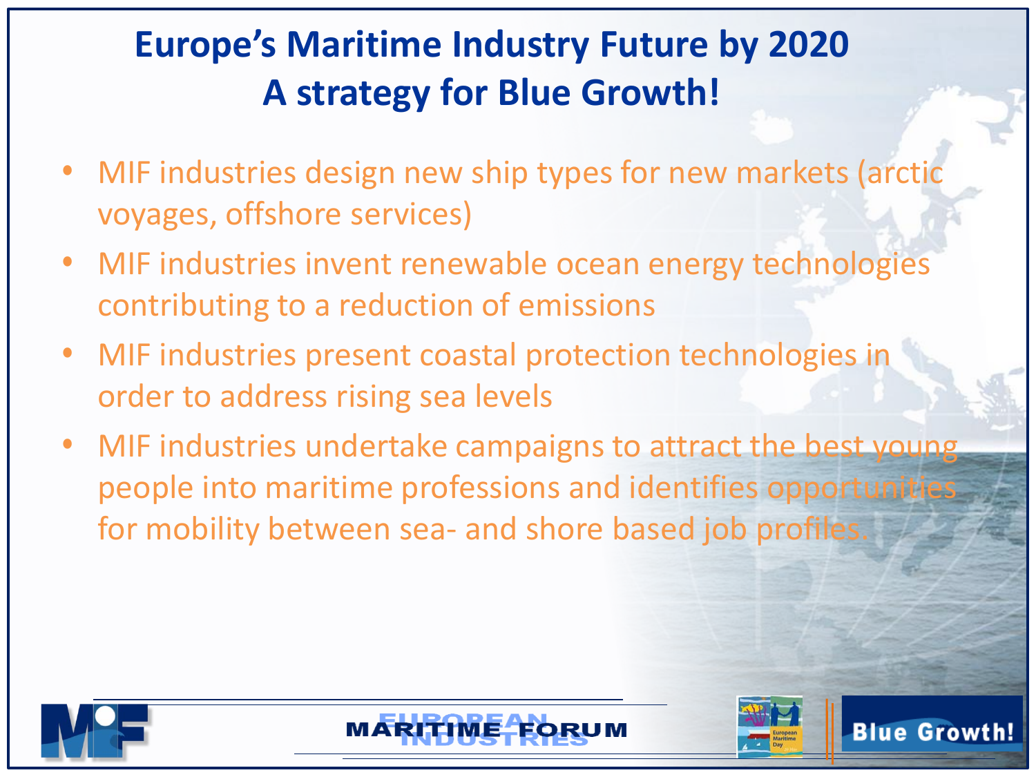# Europe's Maritime Industry Future by 2020
# A strategy for Blue Growth!

- MIF industries design new ship types for new markets (arctic voyages, offshore services)
- MIF industries invent renewable ocean energy technologies contributing to a reduction of emissions
- MIF industries present coastal protection technologies in order to address rising sea levels
- MIF industries undertake campaigns to attract the best young people into maritime professions and identifies opportunities for mobility between sea- and shore based job profiles.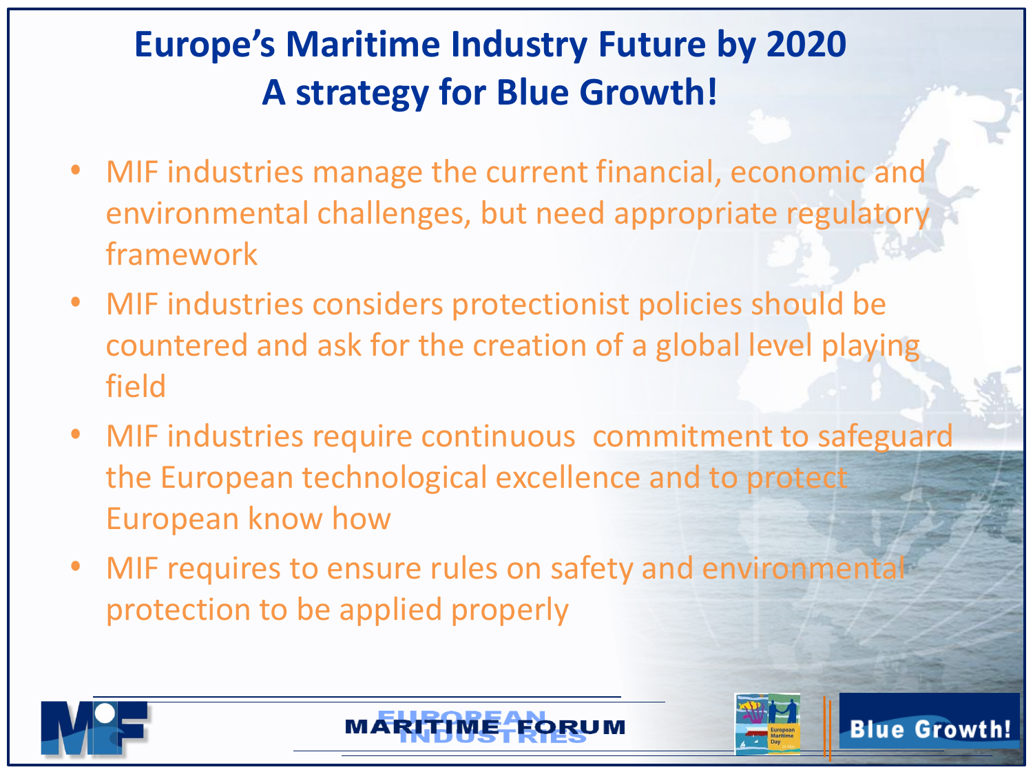# Europe's Maritime Industry Future by 2020
# A strategy for Blue Growth!

- MIF industries manage the current financial, economic and environmental challenges, but need appropriate regulatory framework
- MIF industries considers protectionist policies should be countered and ask for the creation of a global level playing field
- MIF industries require continuous commitment to safeguard the European technological excellence and to protect European know how
- MIF requires to ensure rules on safety and environmental protection to be applied properly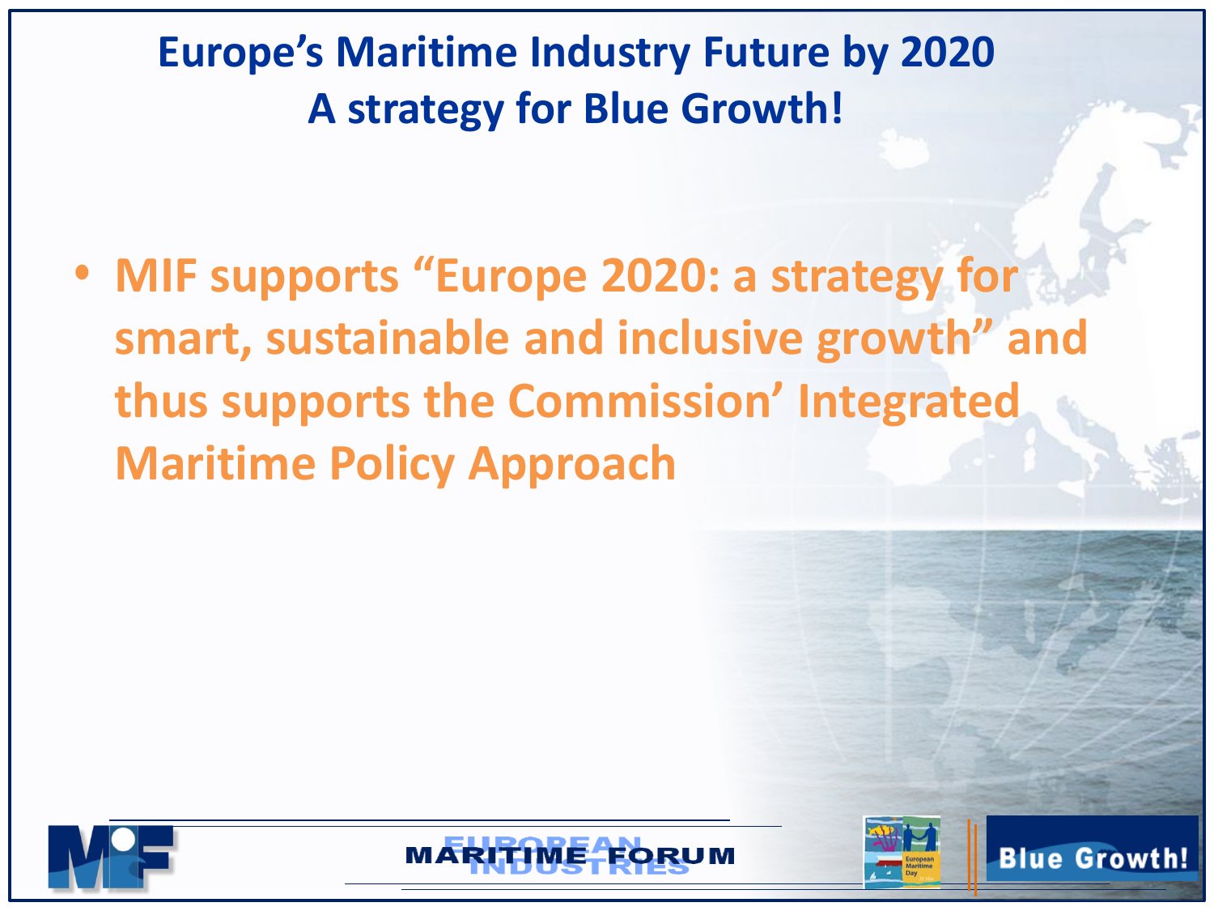# Europe's Maritime Industry Future by 2020
# A strategy for Blue Growth!

- **MIF supports "Europe 2020: a strategy for smart, sustainable and inclusive growth" and thus supports the Commission' Integrated Maritime Policy Approach**